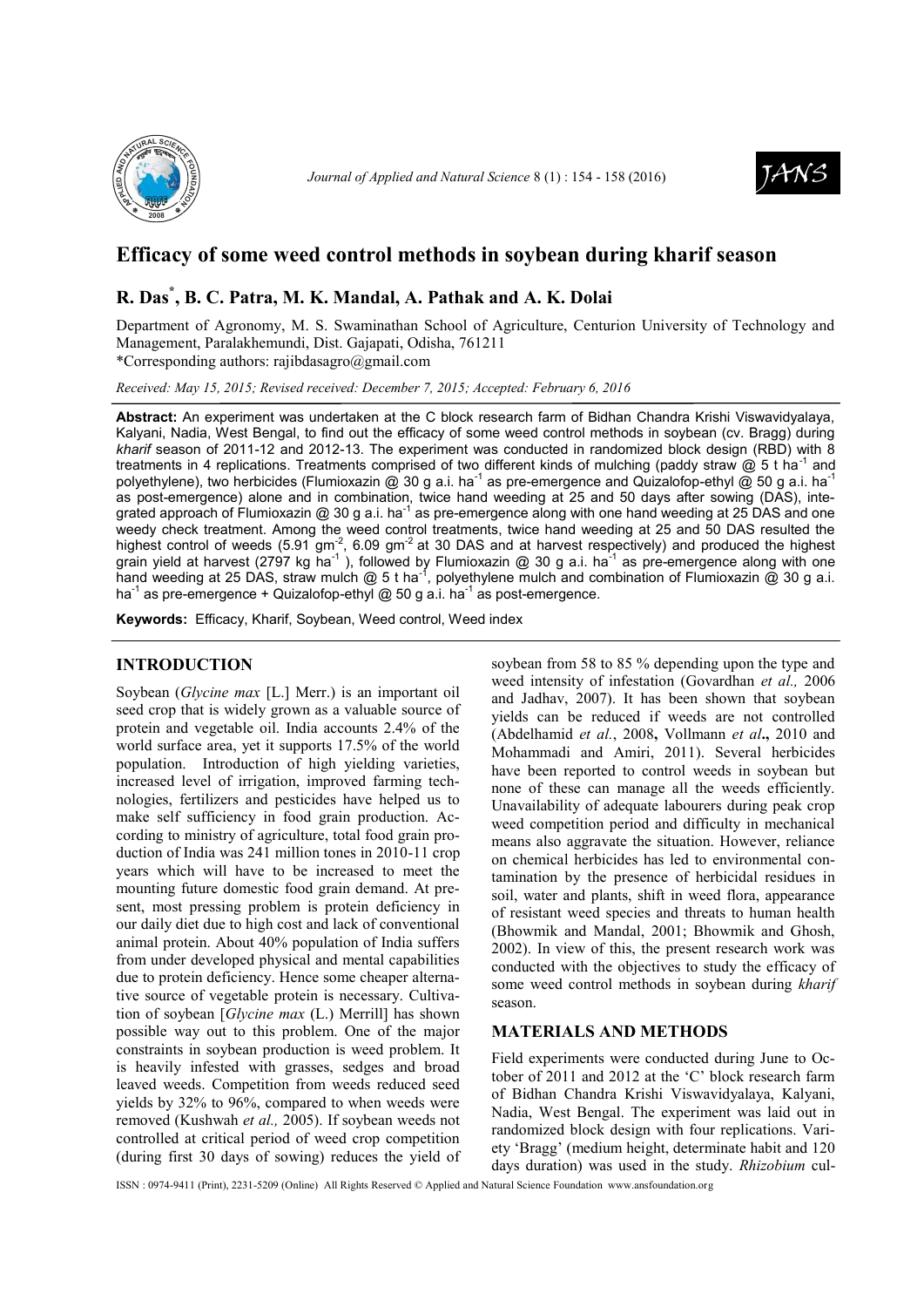# Efficacy of some weed control methods in soybean during kharif season

**R. Das[*], B. C. Patra, M. K. Mandal, A. Pathak and A. K. Dolai**

Department of Agronomy, M. S. Swaminathan School of Agriculture, Centurion University of Technology and Management, Paralakhemundi, Dist. Gajapati, Odisha, 761211

*Corresponding authors: rajibdasagro@gmail.com

*Received: May 15, 2015; Revised received: December 7, 2015; Accepted: February 6, 2016*

**Abstract:** An experiment was undertaken at the C block research farm of Bidhan Chandra Krishi Viswavidyalaya, Kalyani, Nadia, West Bengal, to find out the efficacy of some weed control methods in soybean (cv. Bragg) during *kharif* season of 2011-12 and 2012-13. The experiment was conducted in randomized block design (RBD) with 8 treatments in 4 replications. Treatments comprised of two different kinds of mulching (paddy straw @ 5 t ha$^{-1}$ and polyethylene), two herbicides (Flumioxazin @ 30 g a.i. ha$^{-1}$ as pre-emergence and Quizalofop-ethyl @ 50 g a.i. ha$^{-1}$ as post-emergence) alone and in combination, twice hand weeding at 25 and 50 days after sowing (DAS), integrated approach of Flumioxazin @ 30 g a.i. ha$^{-1}$ as pre-emergence along with one hand weeding at 25 DAS and one weedy check treatment. Among the weed control treatments, twice hand weeding at 25 and 50 DAS resulted the highest control of weeds (5.91 gm$^{-2}$, 6.09 gm$^{-2}$ at 30 DAS and at harvest respectively) and produced the highest grain yield at harvest (2797 kg ha$^{-1}$ ), followed by Flumioxazin @ 30 g a.i. ha$^{-1}$ as pre-emergence along with one hand weeding at 25 DAS, straw mulch @ 5 t ha$^{-1}$, polyethylene mulch and combination of Flumioxazin @ 30 g a.i. ha$^{-1}$ as pre-emergence + Quizalofop-ethyl @ 50 g a.i. ha$^{-1}$ as post-emergence.

**Keywords:** Efficacy, Kharif, Soybean, Weed control, Weed index

## INTRODUCTION

Soybean (*Glycine max* [L.] Merr.) is an important oil seed crop that is widely grown as a valuable source of protein and vegetable oil. India accounts 2.4% of the world surface area, yet it supports 17.5% of the world population. Introduction of high yielding varieties, increased level of irrigation, improved farming technologies, fertilizers and pesticides have helped us to make self sufficiency in food grain production. According to ministry of agriculture, total food grain production of India was 241 million tones in 2010-11 crop years which will have to be increased to meet the mounting future domestic food grain demand. At present, most pressing problem is protein deficiency in our daily diet due to high cost and lack of conventional animal protein. About 40% population of India suffers from under developed physical and mental capabilities due to protein deficiency. Hence some cheaper alternative source of vegetable protein is necessary. Cultivation of soybean [*Glycine max* (L.) Merrill] has shown possible way out to this problem. One of the major constraints in soybean production is weed problem. It is heavily infested with grasses, sedges and broad leaved weeds. Competition from weeds reduced seed yields by 32% to 96%, compared to when weeds were removed (Kushwah *et al.,* 2005). If soybean weeds not controlled at critical period of weed crop competition (during first 30 days of sowing) reduces the yield of soybean from 58 to 85 % depending upon the type and weed intensity of infestation (Govardhan *et al.,* 2006 and Jadhav, 2007). It has been shown that soybean yields can be reduced if weeds are not controlled (Abdelhamid *et al.*, 2008**,** Vollmann *et al***.,** 2010 and Mohammadi and Amiri, 2011). Several herbicides have been reported to control weeds in soybean but none of these can manage all the weeds efficiently. Unavailability of adequate labourers during peak crop weed competition period and difficulty in mechanical means also aggravate the situation. However, reliance on chemical herbicides has led to environmental contamination by the presence of herbicidal residues in soil, water and plants, shift in weed flora, appearance of resistant weed species and threats to human health (Bhowmik and Mandal, 2001; Bhowmik and Ghosh, 2002). In view of this, the present research work was conducted with the objectives to study the efficacy of some weed control methods in soybean during *kharif* season.

## MATERIALS AND METHODS

Field experiments were conducted during June to October of 2011 and 2012 at the 'C' block research farm of Bidhan Chandra Krishi Viswavidyalaya, Kalyani, Nadia, West Bengal. The experiment was laid out in randomized block design with four replications. Variety 'Bragg' (medium height, determinate habit and 120 days duration) was used in the study. *Rhizobium* cul-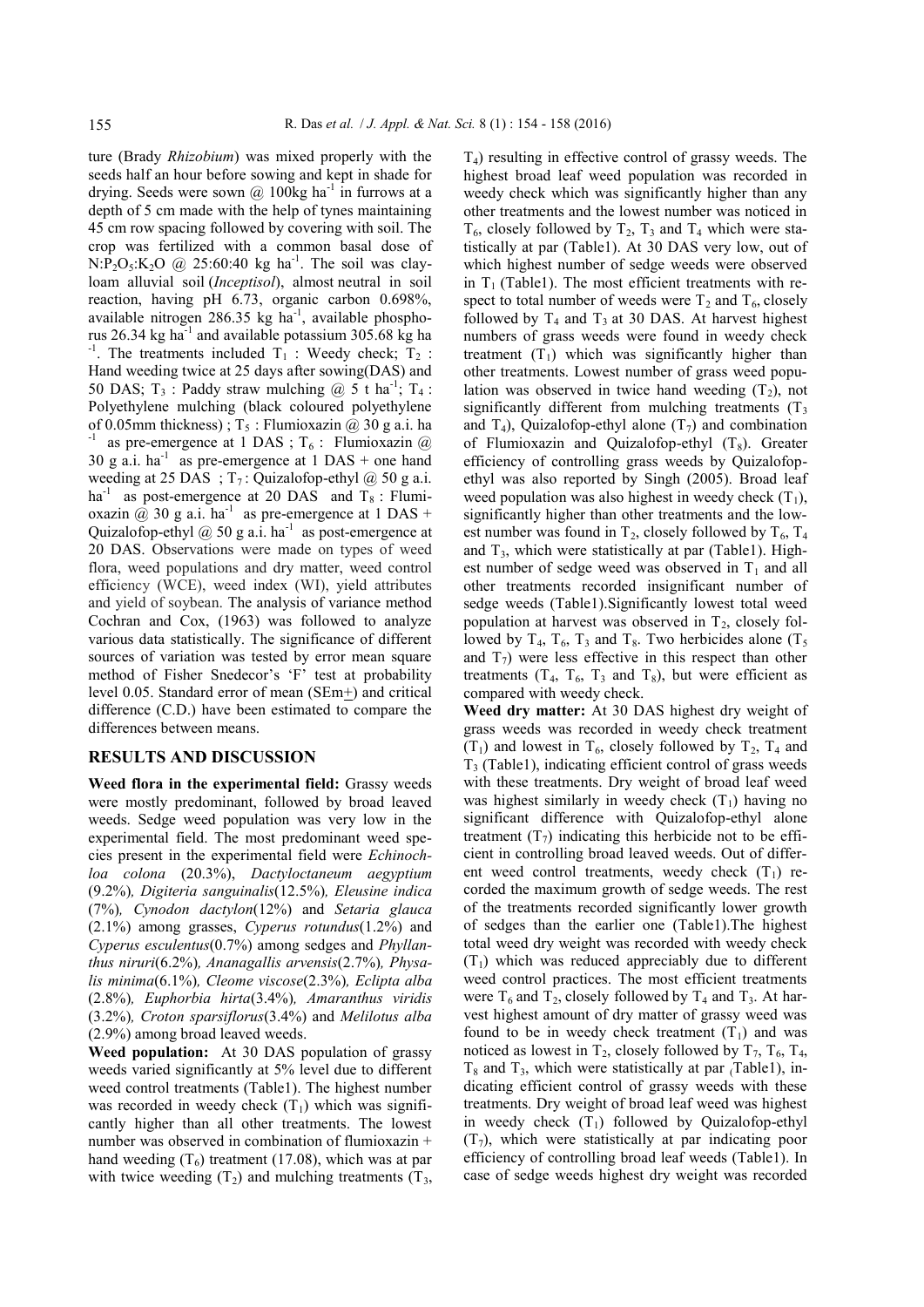ture (Brady *Rhizobium*) was mixed properly with the seeds half an hour before sowing and kept in shade for drying. Seeds were sown @ 100kg $ha^{-1}$ in furrows at a depth of 5 cm made with the help of tynes maintaining 45 cm row spacing followed by covering with soil. The crop was fertilized with a common basal dose of $N:P_2O_5:K_2O$ @ 25:60:40 kg $ha^{-1}$. The soil was clay-loam alluvial soil (*Inceptisol*), almost neutral in soil reaction, having pH 6.73, organic carbon 0.698%, available nitrogen 286.35 kg $ha^{-1}$, available phosphorus 26.34 kg $ha^{-1}$ and available potassium 305.68 kg $ha^{-1}$. The treatments included $T_1$ : Weedy check; $T_2$ : Hand weeding twice at 25 days after sowing(DAS) and 50 DAS; $T_3$ : Paddy straw mulching @ 5 t $ha^{-1}$; $T_4$ : Polyethylene mulching (black coloured polyethylene of 0.05mm thickness) ; $T_5$ : Flumioxazin @ 30 g a.i. $ha^{-1}$ as pre-emergence at 1 DAS ; $T_6$ : Flumioxazin @ 30 g a.i. $ha^{-1}$ as pre-emergence at 1 DAS + one hand weeding at 25 DAS ; $T_7$ : Quizalofop-ethyl @ 50 g a.i. $ha^{-1}$ as post-emergence at 20 DAS and $T_8$ : Flumioxazin @ 30 g a.i. $ha^{-1}$ as pre-emergence at 1 DAS + Quizalofop-ethyl @ 50 g a.i. $ha^{-1}$ as post-emergence at 20 DAS. Observations were made on types of weed flora, weed populations and dry matter, weed control efficiency (WCE), weed index (WI), yield attributes and yield of soybean. The analysis of variance method Cochran and Cox, (1963) was followed to analyze various data statistically. The significance of different sources of variation was tested by error mean square method of Fisher Snedecor's 'F' test at probability level 0.05. Standard error of mean (SEm±) and critical difference (C.D.) have been estimated to compare the differences between means.

## RESULTS AND DISCUSSION

**Weed flora in the experimental field:** Grassy weeds were mostly predominant, followed by broad leaved weeds. Sedge weed population was very low in the experimental field. The most predominant weed species present in the experimental field were *Echinochloa colona* (20.3%), *Dactyloctaneum aegyptium* (9.2%), *Digiteria sanguinalis*(12.5%), *Eleusine indica* (7%), *Cynodon dactylon*(12%) and *Setaria glauca* (2.1%) among grasses, *Cyperus rotundus*(1.2%) and *Cyperus esculentus*(0.7%) among sedges and *Phyllanthus niruri*(6.2%), *Ananagallis arvensis*(2.7%), *Physalis minima*(6.1%), *Cleome viscose*(2.3%), *Eclipta alba* (2.8%), *Euphorbia hirta*(3.4%), *Amaranthus viridis* (3.2%), *Croton sparsiflorus*(3.4%) and *Melilotus alba* (2.9%) among broad leaved weeds.

**Weed population:** At 30 DAS population of grassy weeds varied significantly at 5% level due to different weed control treatments (Table1). The highest number was recorded in weedy check ($T_1$) which was significantly higher than all other treatments. The lowest number was observed in combination of flumioxazin + hand weeding ($T_6$) treatment (17.08), which was at par with twice weeding ($T_2$) and mulching treatments ($T_3$, $T_4$) resulting in effective control of grassy weeds. The highest broad leaf weed population was recorded in weedy check which was significantly higher than any other treatments and the lowest number was noticed in $T_6$, closely followed by $T_2$, $T_3$ and $T_4$ which were statistically at par (Table1). At 30 DAS very low, out of which highest number of sedge weeds were observed in $T_1$ (Table1). The most efficient treatments with respect to total number of weeds were $T_2$ and $T_6$, closely followed by $T_4$ and $T_3$ at 30 DAS. At harvest highest numbers of grass weeds were found in weedy check treatment ($T_1$) which was significantly higher than other treatments. Lowest number of grass weed population was observed in twice hand weeding ($T_2$), not significantly different from mulching treatments ($T_3$ and $T_4$), Quizalofop-ethyl alone ($T_7$) and combination of Flumioxazin and Quizalofop-ethyl ($T_8$). Greater efficiency of controlling grass weeds by Quizalofop-ethyl was also reported by Singh (2005). Broad leaf weed population was also highest in weedy check ($T_1$), significantly higher than other treatments and the lowest number was found in $T_2$, closely followed by $T_6$, $T_4$ and $T_3$, which were statistically at par (Table1). Highest number of sedge weed was observed in $T_1$ and all other treatments recorded insignificant number of sedge weeds (Table1).Significantly lowest total weed population at harvest was observed in $T_2$, closely followed by $T_4$, $T_6$, $T_3$ and $T_8$. Two herbicides alone ($T_5$ and $T_7$) were less effective in this respect than other treatments ($T_4$, $T_6$, $T_3$ and $T_8$), but were efficient as compared with weedy check.

**Weed dry matter:** At 30 DAS highest dry weight of grass weeds was recorded in weedy check treatment ($T_1$) and lowest in $T_6$, closely followed by $T_2$, $T_4$ and $T_3$ (Table1), indicating efficient control of grass weeds with these treatments. Dry weight of broad leaf weed was highest similarly in weedy check ($T_1$) having no significant difference with Quizalofop-ethyl alone treatment ($T_7$) indicating this herbicide not to be efficient in controlling broad leaved weeds. Out of different weed control treatments, weedy check ($T_1$) recorded the maximum growth of sedge weeds. The rest of the treatments recorded significantly lower growth of sedges than the earlier one (Table1).The highest total weed dry weight was recorded with weedy check ($T_1$) which was reduced appreciably due to different weed control practices. The most efficient treatments were $T_6$ and $T_2$, closely followed by $T_4$ and $T_3$. At harvest highest amount of dry matter of grassy weed was found to be in weedy check treatment ($T_1$) and was noticed as lowest in $T_2$, closely followed by $T_7$, $T_6$, $T_4$, $T_8$ and $T_3$, which were statistically at par (Table1), indicating efficient control of grassy weeds with these treatments. Dry weight of broad leaf weed was highest in weedy check ($T_1$) followed by Quizalofop-ethyl ($T_7$), which were statistically at par indicating poor efficiency of controlling broad leaf weeds (Table1). In case of sedge weeds highest dry weight was recorded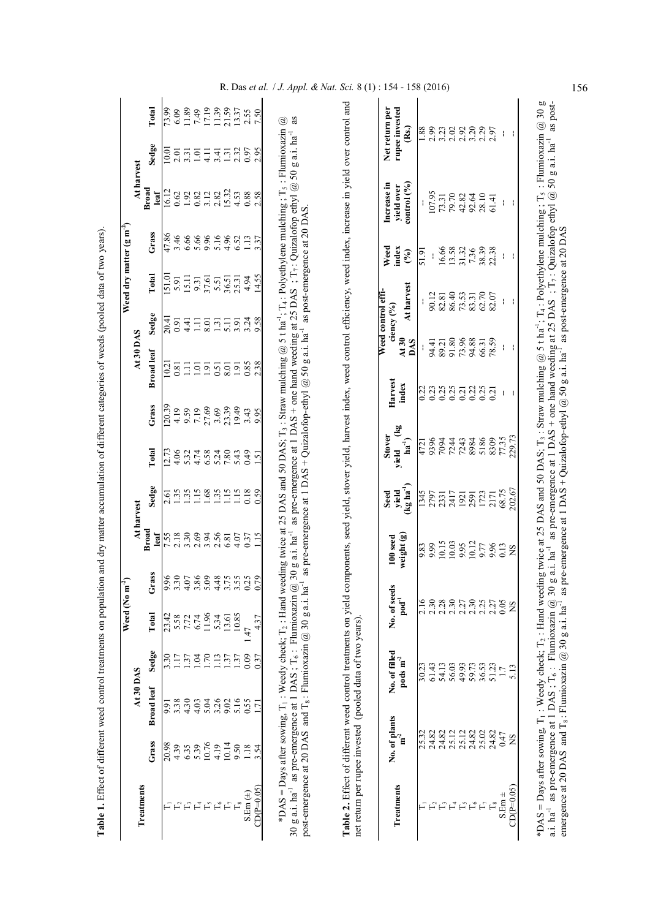**Table 1.** Effect of different weed control treatments on population and dry matter accumulation of different categories of weeds (pooled data of two years).

| Treatments | Weed (No m$^{-2}$) | | | | | | | | Weed dry matter (g m$^{-2}$) | | | | | | | |
|---|---|---|---|---|---|---|---|---|---|---|---|---|---|---|---|---|
| | At 30 DAS | | | | At harvest | | | | At 30 DAS | | | | At harvest | | | |
| | Grass | Broad leaf | Sedge | Total | Grass | Broad leaf | Sedge | Total | Grass | Broad leaf | Sedge | Total | Grass | Broad leaf | Sedge | Total |
| $T_1$ | 20.98 | 9.91 | 3.30 | 23.42 | 9.96 | 7.55 | 2.61 | 12.73 | 120.39 | 10.21 | 20.41 | 151.01 | 47.86 | 16.12 | 10.01 | 73.99 |
| $T_2$ | 4.39 | 3.38 | 1.17 | 5.58 | 3.30 | 2.18 | 1.35 | 4.06 | 4.19 | 0.81 | 0.91 | 5.91 | 3.46 | 0.62 | 2.01 | 6.09 |
| $T_3$ | 6.35 | 4.30 | 1.37 | 7.72 | 4.07 | 3.30 | 1.35 | 5.32 | 9.59 | 1.11 | 4.41 | 15.11 | 6.66 | 1.92 | 3.31 | 11.89 |
| $T_4$ | 5.39 | 4.03 | 1.04 | 6.74 | 3.86 | 2.69 | 1.15 | 4.74 | 7.19 | 1.01 | 1.11 | 9.31 | 5.66 | 0.82 | 1.01 | 7.49 |
| $T_5$ | 10.76 | 5.04 | 1.70 | 11.96 | 5.09 | 3.94 | 1.68 | 6.58 | 27.69 | 1.91 | 8.01 | 37.61 | 9.96 | 3.12 | 4.11 | 17.19 |
| $T_6$ | 4.19 | 3.26 | 1.13 | 5.34 | 4.48 | 2.56 | 1.35 | 5.24 | 3.69 | 0.51 | 1.31 | 5.51 | 5.16 | 2.82 | 3.41 | 11.39 |
| $T_7$ | 10.14 | 9.02 | 1.37 | 13.61 | 3.75 | 6.81 | 1.15 | 7.80 | 23.39 | 8.01 | 5.11 | 36.51 | 4.96 | 15.32 | 1.31 | 21.59 |
| $T_8$ | 9.50 | 5.16 | 1.37 | 10.85 | 3.55 | 4.07 | 1.15 | 5.43 | 19.49 | 1.91 | 3.91 | 25.31 | 6.52 | 4.53 | 2.32 | 13.37 |
| S.Em (±) | 1.18 | 0.55 | 0.09 | 1.47 | 0.25 | 0.37 | 0.18 | 0.49 | 3.43 | 0.85 | 3.24 | 4.94 | 1.13 | 0.88 | 0.97 | 2.55 |
| CD(P=0.05) | 3.54 | 1.71 | 0.37 | 4.37 | 0.79 | 1.15 | 0.59 | 1.51 | 9.95 | 2.38 | 9.58 | 14.55 | 3.37 | 2.58 | 2.95 | 7.50 |

*DAS = Days after sowing, $T_1$ : Weedy check; $T_2$ : Hand weeding twice at 25 DAS and 50 DAS; $T_3$ : Straw mulching @ 5 t ha$^{-1}$; $T_4$ : Polyethylene mulching ; $T_5$ : Flumioxazin @ 30 g a.i. ha$^{-1}$ as pre-emergence at 1 DAS ; $T_6$ : Flumioxazin @ 30 g a.i. ha$^{-1}$ as pre-emergence at 1 DAS + one hand weeding at 25 DAS ; $T_7$: Quizalofop ethyl @ 50 g a.i. ha$^{-1}$ as post-emergence at 20 DAS and $T_8$: Flumioxazin @ 30 g a.i. ha$^{-1}$ as pre-emergence at 1 DAS + Quizalofop-ethyl @ 50 g a.i. ha$^{-1}$ as post-emergence at 20 DAS.

**Table 2.** Effect of different weed control treatments on yield components, seed yield, stover yield, harvest index, weed control efficiency, weed index, increase in yield over control and net return per rupee invested (pooled data of two years).

| Treatments | No. of plants m$^{-2}$ | No. of filled pods m$^{-2}$ | No. of seeds pod$^{-1}$ | 100 seed weight (g) | Seed yield (kg ha$^{-1}$) | Stover yield (kg ha$^{-1}$) | Harvest index | Weed control efficiency (%) | | Weed index (%) | Increase in yield over control (%) | Net return per rupee invested (Rs.) |
|---|---|---|---|---|---|---|---|---|---|---|---|---|
| | | | | | | | | At 30 DAS | At harvest | | | |
| $T_1$ | 25.32 | 30.23 | 2.16 | 9.83 | 1345 | 4721 | 0.22 | - | - | 51.91 | - | 1.88 |
| $T_2$ | 24.82 | 61.43 | 2.30 | 9.99 | 2797 | 9396 | 0.23 | 94.41 | 90.12 | - | 107.95 | 2.99 |
| $T_3$ | 24.82 | 54.13 | 2.28 | 10.15 | 2331 | 7094 | 0.25 | 89.21 | 82.81 | 16.66 | 73.31 | 3.23 |
| $T_4$ | 25.12 | 56.03 | 2.30 | 10.03 | 2417 | 7244 | 0.25 | 91.80 | 86.40 | 13.58 | 79.70 | 2.02 |
| $T_5$ | 25.12 | 49.93 | 2.27 | 9.95 | 1921 | 7243 | 0.21 | 73.96 | 73.53 | 31.32 | 42.82 | 2.92 |
| $T_6$ | 24.82 | 59.73 | 2.30 | 10.12 | 2591 | 8984 | 0.22 | 94.88 | 83.31 | 7.36 | 92.64 | 3.20 |
| $T_7$ | 25.02 | 36.53 | 2.25 | 9.77 | 1723 | 5186 | 0.25 | 66.31 | 62.70 | 38.39 | 28.10 | 2.29 |
| $T_8$ | 24.82 | 51.23 | 2.27 | 9.96 | 2171 | 8309 | 0.21 | 78.59 | 82.07 | 22.38 | 61.41 | 2.97 |
| S.Em ± | 0.47 | 1.7 | 0.05 | 0.13 | 68.75 | 77.35 | - | - | - | - | - | - |
| CD(P=0.05) | NS | 5.13 | NS | NS | 202.67 | 229.73 | - | - | - | - | - | - |

*DAS = Days after sowing, $T_1$ : Weedy check; $T_2$ : Hand weeding twice at 25 DAS and 50 DAS; $T_3$ : Straw mulching @ 5 t ha$^{-1}$; $T_4$ : Polyethylene mulching ; $T_5$ : Flumioxazin @ 30 g a.i. ha$^{-1}$ as pre-emergence at 1 DAS ; $T_6$ : Flumioxazin @ 30 g a.i. ha$^{-1}$ as pre-emergence at 1 DAS + one hand weeding at 25 DAS ; $T_7$ : Quizalofop ethyl @ 50 g a.i. ha$^{-1}$ as post-emergence at 20 DAS and $T_8$: Flumioxazin @ 30 g a.i. ha$^{-1}$ as pre-emergence at 1 DAS + Quizalofop-ethyl @ 50 g a.i. ha$^{-1}$ as post-emergence at 20 DAS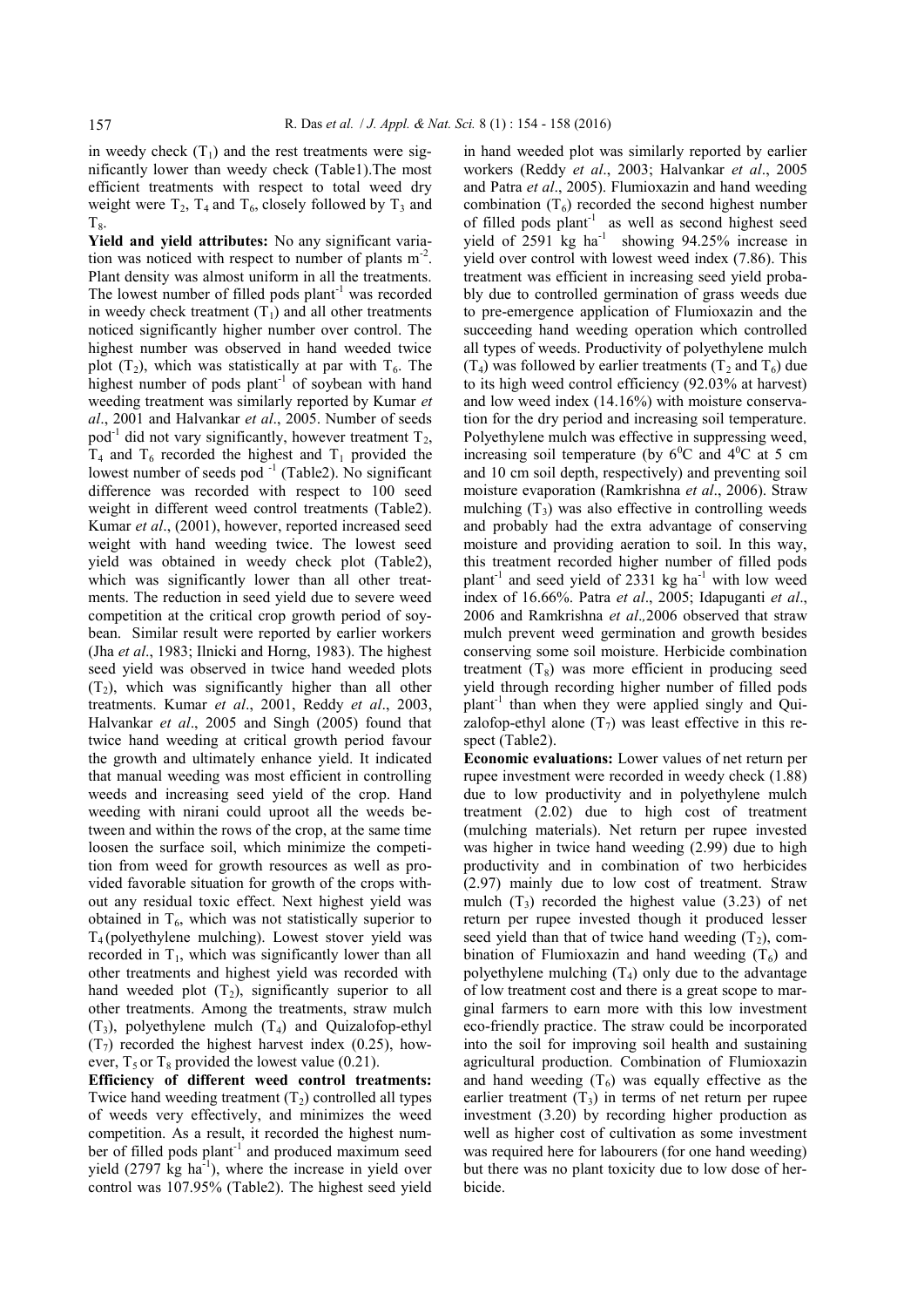in weedy check ($T_1$) and the rest treatments were significantly lower than weedy check (Table1).The most efficient treatments with respect to total weed dry weight were $T_2$, $T_4$ and $T_6$, closely followed by $T_3$ and $T_8$.

**Yield and yield attributes:** No any significant variation was noticed with respect to number of plants $m^{-2}$. Plant density was almost uniform in all the treatments. The lowest number of filled pods $plant^{-1}$ was recorded in weedy check treatment ($T_1$) and all other treatments noticed significantly higher number over control. The highest number was observed in hand weeded twice plot ($T_2$), which was statistically at par with $T_6$. The highest number of pods $plant^{-1}$ of soybean with hand weeding treatment was similarly reported by Kumar *et al*., 2001 and Halvankar *et al*., 2005. Number of seeds $pod^{-1}$ did not vary significantly, however treatment $T_2$, $T_4$ and $T_6$ recorded the highest and $T_1$ provided the lowest number of seeds $pod^{-1}$ (Table2). No significant difference was recorded with respect to 100 seed weight in different weed control treatments (Table2). Kumar *et al*., (2001), however, reported increased seed weight with hand weeding twice. The lowest seed yield was obtained in weedy check plot (Table2), which was significantly lower than all other treatments. The reduction in seed yield due to severe weed competition at the critical crop growth period of soybean. Similar result were reported by earlier workers (Jha *et al*., 1983; Ilnicki and Horng, 1983). The highest seed yield was observed in twice hand weeded plots ($T_2$), which was significantly higher than all other treatments. Kumar *et al*., 2001, Reddy *et al*., 2003, Halvankar *et al*., 2005 and Singh (2005) found that twice hand weeding at critical growth period favour the growth and ultimately enhance yield. It indicated that manual weeding was most efficient in controlling weeds and increasing seed yield of the crop. Hand weeding with nirani could uproot all the weeds between and within the rows of the crop, at the same time loosen the surface soil, which minimize the competition from weed for growth resources as well as provided favorable situation for growth of the crops without any residual toxic effect. Next highest yield was obtained in $T_6$, which was not statistically superior to $T_4$ (polyethylene mulching). Lowest stover yield was recorded in $T_1$, which was significantly lower than all other treatments and highest yield was recorded with hand weeded plot ($T_2$), significantly superior to all other treatments. Among the treatments, straw mulch ($T_3$), polyethylene mulch ($T_4$) and Quizalofop-ethyl ($T_7$) recorded the highest harvest index (0.25), however, $T_5$ or $T_8$ provided the lowest value (0.21).

**Efficiency of different weed control treatments:** Twice hand weeding treatment ($T_2$) controlled all types of weeds very effectively, and minimizes the weed competition. As a result, it recorded the highest number of filled pods $plant^{-1}$ and produced maximum seed yield (2797 kg $ha^{-1}$), where the increase in yield over control was 107.95% (Table2). The highest seed yield in hand weeded plot was similarly reported by earlier workers (Reddy *et al*., 2003; Halvankar *et al*., 2005 and Patra *et al*., 2005). Flumioxazin and hand weeding combination ($T_6$) recorded the second highest number of filled pods $plant^{-1}$ as well as second highest seed yield of 2591 kg $ha^{-1}$ showing 94.25% increase in yield over control with lowest weed index (7.86). This treatment was efficient in increasing seed yield probably due to controlled germination of grass weeds due to pre-emergence application of Flumioxazin and the succeeding hand weeding operation which controlled all types of weeds. Productivity of polyethylene mulch ($T_4$) was followed by earlier treatments ($T_2$ and $T_6$) due to its high weed control efficiency (92.03% at harvest) and low weed index (14.16%) with moisture conservation for the dry period and increasing soil temperature. Polyethylene mulch was effective in suppressing weed, increasing soil temperature (by $6^0$C and $4^0$C at 5 cm and 10 cm soil depth, respectively) and preventing soil moisture evaporation (Ramkrishna *et al*., 2006). Straw mulching ($T_3$) was also effective in controlling weeds and probably had the extra advantage of conserving moisture and providing aeration to soil. In this way, this treatment recorded higher number of filled pods $plant^{-1}$ and seed yield of 2331 kg $ha^{-1}$ with low weed index of 16.66%. Patra *et al*., 2005; Idapuganti *et al*., 2006 and Ramkrishna *et al*.,2006 observed that straw mulch prevent weed germination and growth besides conserving some soil moisture. Herbicide combination treatment ($T_8$) was more efficient in producing seed yield through recording higher number of filled pods $plant^{-1}$ than when they were applied singly and Quizalofop-ethyl alone ($T_7$) was least effective in this respect (Table2).

**Economic evaluations:** Lower values of net return per rupee investment were recorded in weedy check (1.88) due to low productivity and in polyethylene mulch treatment (2.02) due to high cost of treatment (mulching materials). Net return per rupee invested was higher in twice hand weeding (2.99) due to high productivity and in combination of two herbicides (2.97) mainly due to low cost of treatment. Straw mulch ($T_3$) recorded the highest value (3.23) of net return per rupee invested though it produced lesser seed yield than that of twice hand weeding ($T_2$), combination of Flumioxazin and hand weeding ($T_6$) and polyethylene mulching ($T_4$) only due to the advantage of low treatment cost and there is a great scope to marginal farmers to earn more with this low investment eco-friendly practice. The straw could be incorporated into the soil for improving soil health and sustaining agricultural production. Combination of Flumioxazin and hand weeding ($T_6$) was equally effective as the earlier treatment ($T_3$) in terms of net return per rupee investment (3.20) by recording higher production as well as higher cost of cultivation as some investment was required here for labourers (for one hand weeding) but there was no plant toxicity due to low dose of herbicide.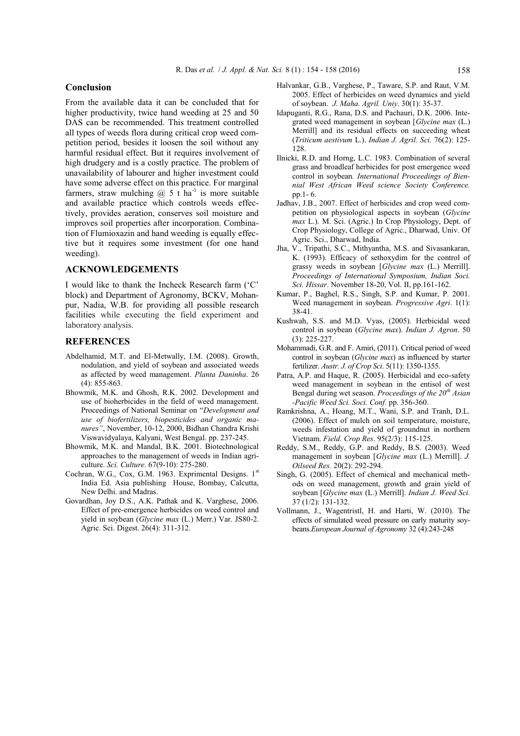## Conclusion

From the available data it can be concluded that for higher productivity, twice hand weeding at 25 and 50 DAS can be recommended. This treatment controlled all types of weeds flora during critical crop weed competition period, besides it loosen the soil without any harmful residual effect. But it requires involvement of high drudgery and is a costly practice. The problem of unavailability of labourer and higher investment could have some adverse effect on this practice. For marginal farmers, straw mulching @ 5 t ha$^{-1}$ is more suitable and available practice which controls weeds effectively, provides aeration, conserves soil moisture and improves soil properties after incorporation. Combination of Flumioxazin and hand weeding is equally effective but it requires some investment (for one hand weeding).

## ACKNOWLEDGEMENTS

I would like to thank the Incheck Research farm ('C' block) and Department of Agronomy, BCKV, Mohanpur, Nadia, W.B. for providing all possible research facilities while executing the field experiment and laboratory analysis.

## REFERENCES

Abdelhamid, M.T. and El-Metwally, I.M. (2008). Growth, nodulation, and yield of soybean and associated weeds as affected by weed management. *Planta Daninha*. 26 (4): 855-863.

Bhowmik, M.K. and Ghosh, R.K. 2002. Development and use of bioherbicides in the field of weed management. Proceedings of National Seminar on "*Development and use of biofertilizers, biopesticides and organic manures"*, November, 10-12, 2000, Bidhan Chandra Krishi Viswavidyalaya, Kalyani, West Bengal. pp. 237-245.

Bhowmik, M.K. and Mandal, B.K. 2001. Biotechnological approaches to the management of weeds in Indian agriculture. *Sci. Culture.* 67(9-10): 275-280.

Cochran, W.G., Cox, G.M. 1963. Exprimental Designs. 1st India Ed. Asia publishing House, Bombay, Calcutta, New Delhi. and Madras.

Govardhan, Joy D.S., A.K. Pathak and K. Varghese, 2006. Effect of pre-emergence herbicides on weed control and yield in soybean (*Glycine max* (L.) Merr.) Var. JS80-2. Agric. Sci. Digest. 26(4): 311-312.

Halvankar, G.B., Varghese, P., Taware, S.P. and Raut, V.M. 2005. Effect of herbicides on weed dynamics and yield of soybean. *J. Maha. Agril. Uniy*. 30(1): 35-37.

Idapuganti, R.G., Rana, D.S. and Pachauri, D.K. 2006. Integrated weed management in soybean [*Glycine max* (L.) Merrill] and its residual effects on succeeding wheat (*Triticum aestivum* L.). *Indian J. Agril. Sci.* 76(2): 125-128.

Ilnicki, R.D. and Horng, L.C. 1983. Combination of several grass and broadleaf herbicides for post emergence weed control in soybean*. International Proceedings of Biennial West African Weed science Society Conference.* pp.1- 6.

Jadhav, J.B., 2007. Effect of herbicides and crop weed competition on physiological aspects in soybean (*Glycine max* L.). M. Sci. (Agric.) In Crop Physiology, Dept. of Crop Physiology, College of Agric., Dharwad, Univ. Of Agric. Sci., Dharwad, India.

Jha, V., Tripathi, S.C., Mithyantha, M.S. and Sivasankaran, K. (1993). Efficacy of sethoxydim for the control of grassy weeds in soybean [*Glycine max* (L.) Merrill]. *Proceedings of International Symposium, Indian Soci. Sci. Hissar*. November 18-20, Vol. II, pp.161-162.

Kumar, P., Baghel, R.S., Singh, S.P. and Kumar, P. 2001. Weed management in soybean. *Progressive Agri*. 1(1): 38-41.

Kushwah, S.S. and M.D. Vyas, (2005). Herbicidal weed control in soybean (*Glycine max*). *Indian J. Agron*. 50 (3): 225-227.

Mohammadi, G.R. and F. Amiri, (2011). Critical period of weed control in soybean (*Glycine max*) as influenced by starter fertilizer. *Austr. J. of Crop Sci*. 5(11): 1350-1355.

Patra, A.P. and Haque, R. (2005). Herbicidal and eco-safety weed management in soybean in the entisol of west Bengal during wet season. *Proceedings of the 20th Asian -Pacific Weed Sci. Soci. Conf.* pp. 356-360.

Ramkrishna, A., Hoang, M.T., Wani, S.P. and Tranh, D.L. (2006). Effect of mulch on soil temperature, moisture, weeds infestation and yield of groundnut in northern Vietnam. *Field. Crop Res*. 95(2/3): 115-125.

Reddy, S.M., Reddy, G.P. and Reddy, B.S. (2003). Weed management in soybean [*Glycine max* (L.) Merrill]. *J. Oilseed Res.* 20(2): 292-294.

Singh, G. (2005). Effect of chemical and mechanical methods on weed management, growth and grain yield of soybean [*Glycine max* (L.) Merrill]. *Indian J. Weed Sci.* 37 (1/2): 131-132.

Vollmann, J., Wagentristl, H. and Harti, W. (2010). The effects of simulated weed pressure on early maturity soybeans.*European Journal of Agronomy* 32 (4):243-248